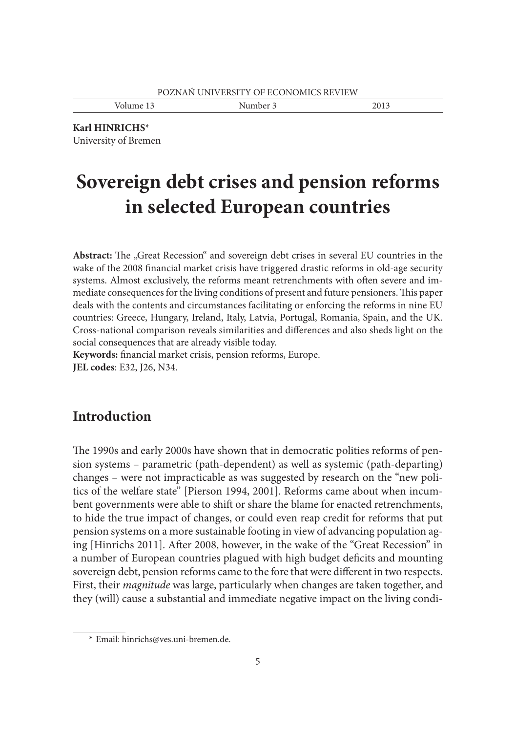**Karl HINRICHS***
University of Bremen

# Sovereign debt crises and pension reforms in selected European countries

**Abstract:** The „Great Recession" and sovereign debt crises in several EU countries in the wake of the 2008 financial market crisis have triggered drastic reforms in old-age security systems. Almost exclusively, the reforms meant retrenchments with often severe and immediate consequences for the living conditions of present and future pensioners. This paper deals with the contents and circumstances facilitating or enforcing the reforms in nine EU countries: Greece, Hungary, Ireland, Italy, Latvia, Portugal, Romania, Spain, and the UK. Cross-national comparison reveals similarities and differences and also sheds light on the social consequences that are already visible today.

**Keywords:** financial market crisis, pension reforms, Europe.

**JEL codes**: E32, J26, N34.

## Introduction

The 1990s and early 2000s have shown that in democratic polities reforms of pension systems – parametric (path-dependent) as well as systemic (path-departing) changes – were not impracticable as was suggested by research on the "new politics of the welfare state" [Pierson 1994, 2001]. Reforms came about when incumbent governments were able to shift or share the blame for enacted retrenchments, to hide the true impact of changes, or could even reap credit for reforms that put pension systems on a more sustainable footing in view of advancing population aging [Hinrichs 2011]. After 2008, however, in the wake of the "Great Recession" in a number of European countries plagued with high budget deficits and mounting sovereign debt, pension reforms came to the fore that were different in two respects. First, their *magnitude* was large, particularly when changes are taken together, and they (will) cause a substantial and immediate negative impact on the living condi-

* Email: hinrichs@ves.uni-bremen.de.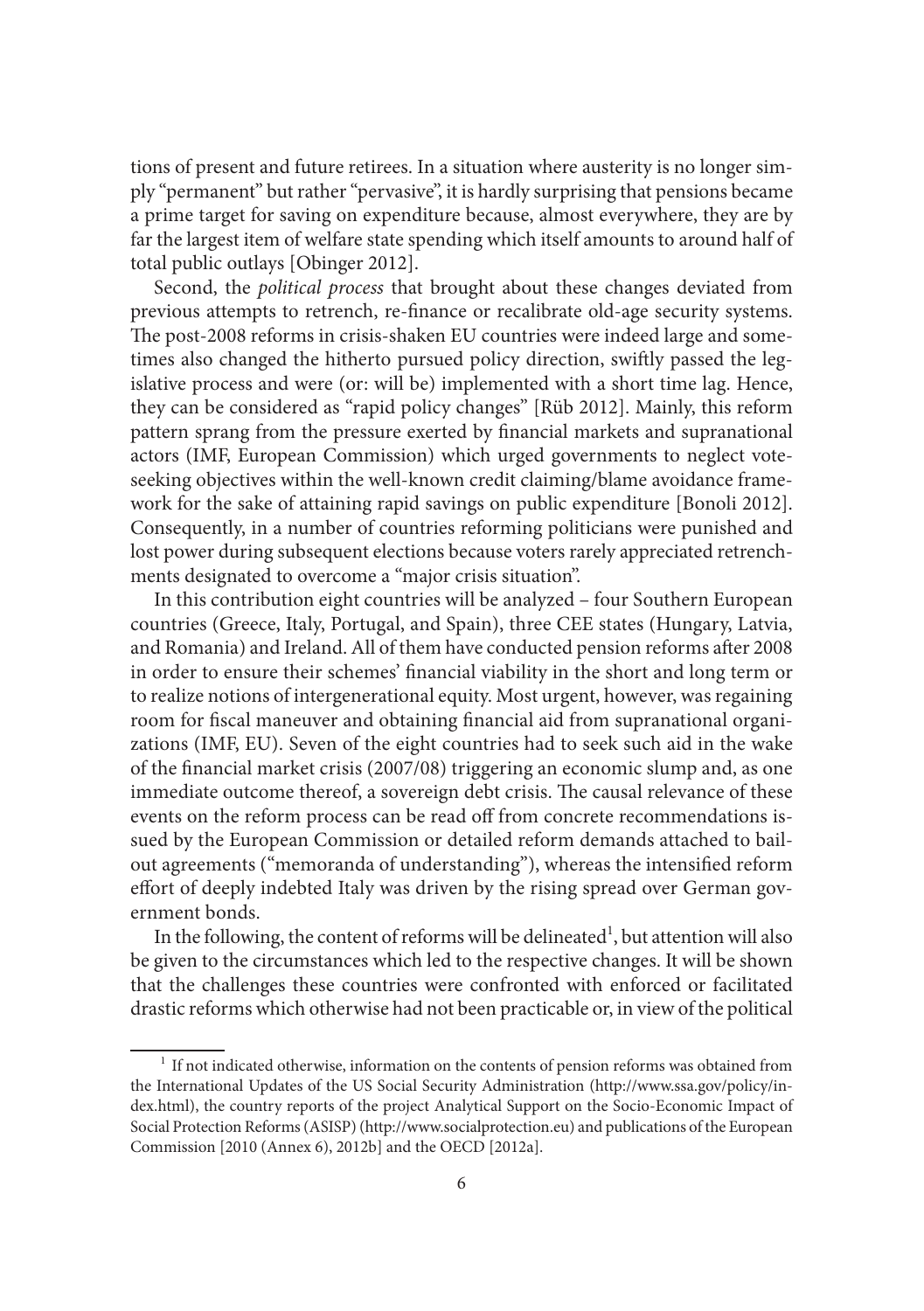tions of present and future retirees. In a situation where austerity is no longer simply "permanent" but rather "pervasive", it is hardly surprising that pensions became a prime target for saving on expenditure because, almost everywhere, they are by far the largest item of welfare state spending which itself amounts to around half of total public outlays [Obinger 2012].

Second, the *political process* that brought about these changes deviated from previous attempts to retrench, re-finance or recalibrate old-age security systems. The post-2008 reforms in crisis-shaken EU countries were indeed large and sometimes also changed the hitherto pursued policy direction, swiftly passed the legislative process and were (or: will be) implemented with a short time lag. Hence, they can be considered as "rapid policy changes" [Rüb 2012]. Mainly, this reform pattern sprang from the pressure exerted by financial markets and supranational actors (IMF, European Commission) which urged governments to neglect vote-seeking objectives within the well-known credit claiming/blame avoidance framework for the sake of attaining rapid savings on public expenditure [Bonoli 2012]. Consequently, in a number of countries reforming politicians were punished and lost power during subsequent elections because voters rarely appreciated retrenchments designated to overcome a "major crisis situation".

In this contribution eight countries will be analyzed – four Southern European countries (Greece, Italy, Portugal, and Spain), three CEE states (Hungary, Latvia, and Romania) and Ireland. All of them have conducted pension reforms after 2008 in order to ensure their schemes' financial viability in the short and long term or to realize notions of intergenerational equity. Most urgent, however, was regaining room for fiscal maneuver and obtaining financial aid from supranational organizations (IMF, EU). Seven of the eight countries had to seek such aid in the wake of the financial market crisis (2007/08) triggering an economic slump and, as one immediate outcome thereof, a sovereign debt crisis. The causal relevance of these events on the reform process can be read off from concrete recommendations issued by the European Commission or detailed reform demands attached to bailout agreements ("memoranda of understanding"), whereas the intensified reform effort of deeply indebted Italy was driven by the rising spread over German government bonds.

In the following, the content of reforms will be delineated[1], but attention will also be given to the circumstances which led to the respective changes. It will be shown that the challenges these countries were confronted with enforced or facilitated drastic reforms which otherwise had not been practicable or, in view of the political

[1] If not indicated otherwise, information on the contents of pension reforms was obtained from the International Updates of the US Social Security Administration (http://www.ssa.gov/policy/index.html), the country reports of the project Analytical Support on the Socio-Economic Impact of Social Protection Reforms (ASISP) (http://www.socialprotection.eu) and publications of the European Commission [2010 (Annex 6), 2012b] and the OECD [2012a].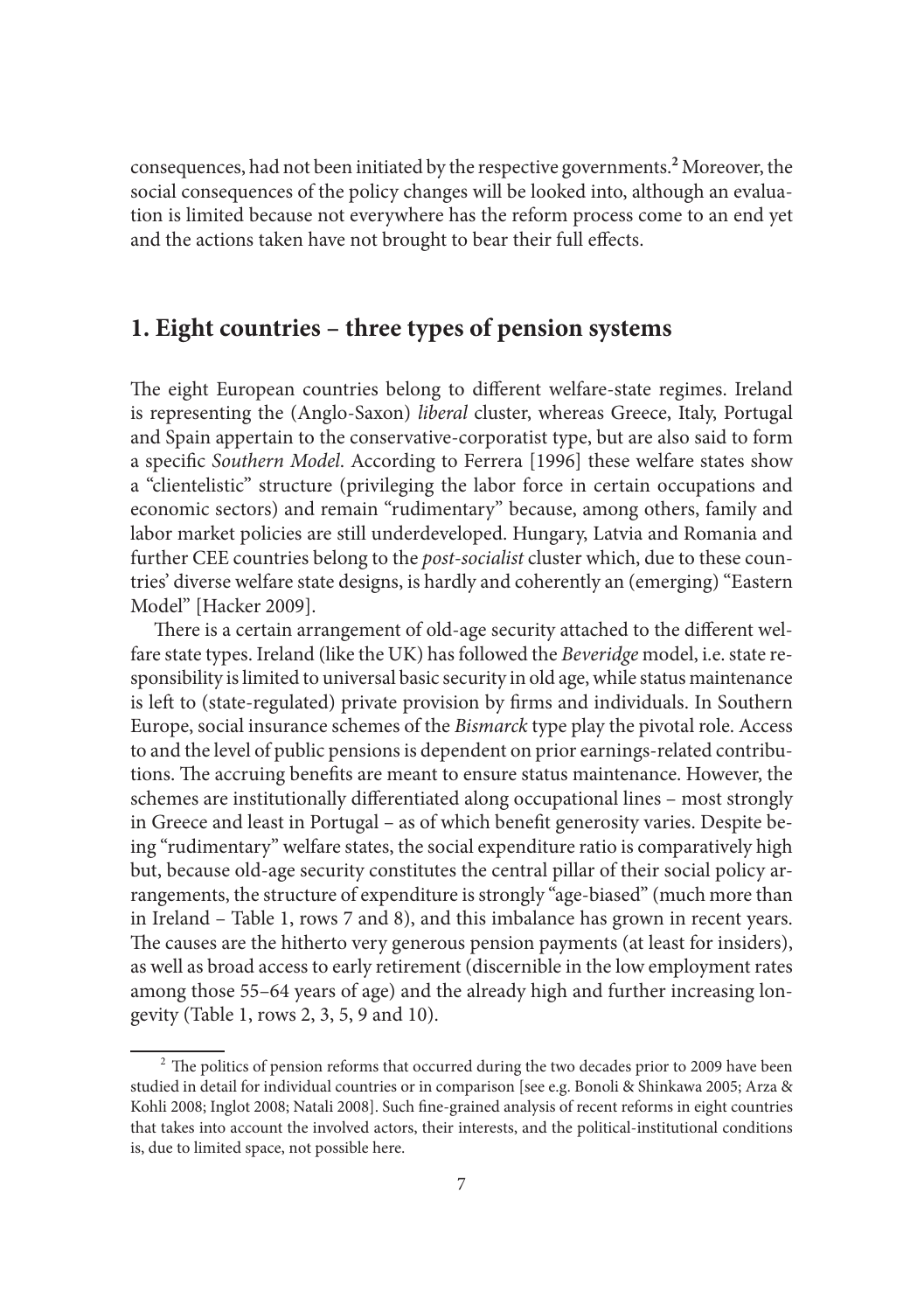consequences, had not been initiated by the respective governments.[2] Moreover, the social consequences of the policy changes will be looked into, although an evaluation is limited because not everywhere has the reform process come to an end yet and the actions taken have not brought to bear their full effects.

## 1. Eight countries – three types of pension systems

The eight European countries belong to different welfare-state regimes. Ireland is representing the (Anglo-Saxon) *liberal* cluster, whereas Greece, Italy, Portugal and Spain appertain to the conservative-corporatist type, but are also said to form a specific *Southern Model*. According to Ferrera [1996] these welfare states show a "clientelistic" structure (privileging the labor force in certain occupations and economic sectors) and remain "rudimentary" because, among others, family and labor market policies are still underdeveloped. Hungary, Latvia and Romania and further CEE countries belong to the *post-socialist* cluster which, due to these countries' diverse welfare state designs, is hardly and coherently an (emerging) "Eastern Model" [Hacker 2009].

There is a certain arrangement of old-age security attached to the different welfare state types. Ireland (like the UK) has followed the *Beveridge* model, i.e. state responsibility is limited to universal basic security in old age, while status maintenance is left to (state-regulated) private provision by firms and individuals. In Southern Europe, social insurance schemes of the *Bismarck* type play the pivotal role. Access to and the level of public pensions is dependent on prior earnings-related contributions. The accruing benefits are meant to ensure status maintenance. However, the schemes are institutionally differentiated along occupational lines – most strongly in Greece and least in Portugal – as of which benefit generosity varies. Despite being "rudimentary" welfare states, the social expenditure ratio is comparatively high but, because old-age security constitutes the central pillar of their social policy arrangements, the structure of expenditure is strongly "age-biased" (much more than in Ireland – Table 1, rows 7 and 8), and this imbalance has grown in recent years. The causes are the hitherto very generous pension payments (at least for insiders), as well as broad access to early retirement (discernible in the low employment rates among those 55–64 years of age) and the already high and further increasing longevity (Table 1, rows 2, 3, 5, 9 and 10).

[2] The politics of pension reforms that occurred during the two decades prior to 2009 have been studied in detail for individual countries or in comparison [see e.g. Bonoli & Shinkawa 2005; Arza & Kohli 2008; Inglot 2008; Natali 2008]. Such fine-grained analysis of recent reforms in eight countries that takes into account the involved actors, their interests, and the political-institutional conditions is, due to limited space, not possible here.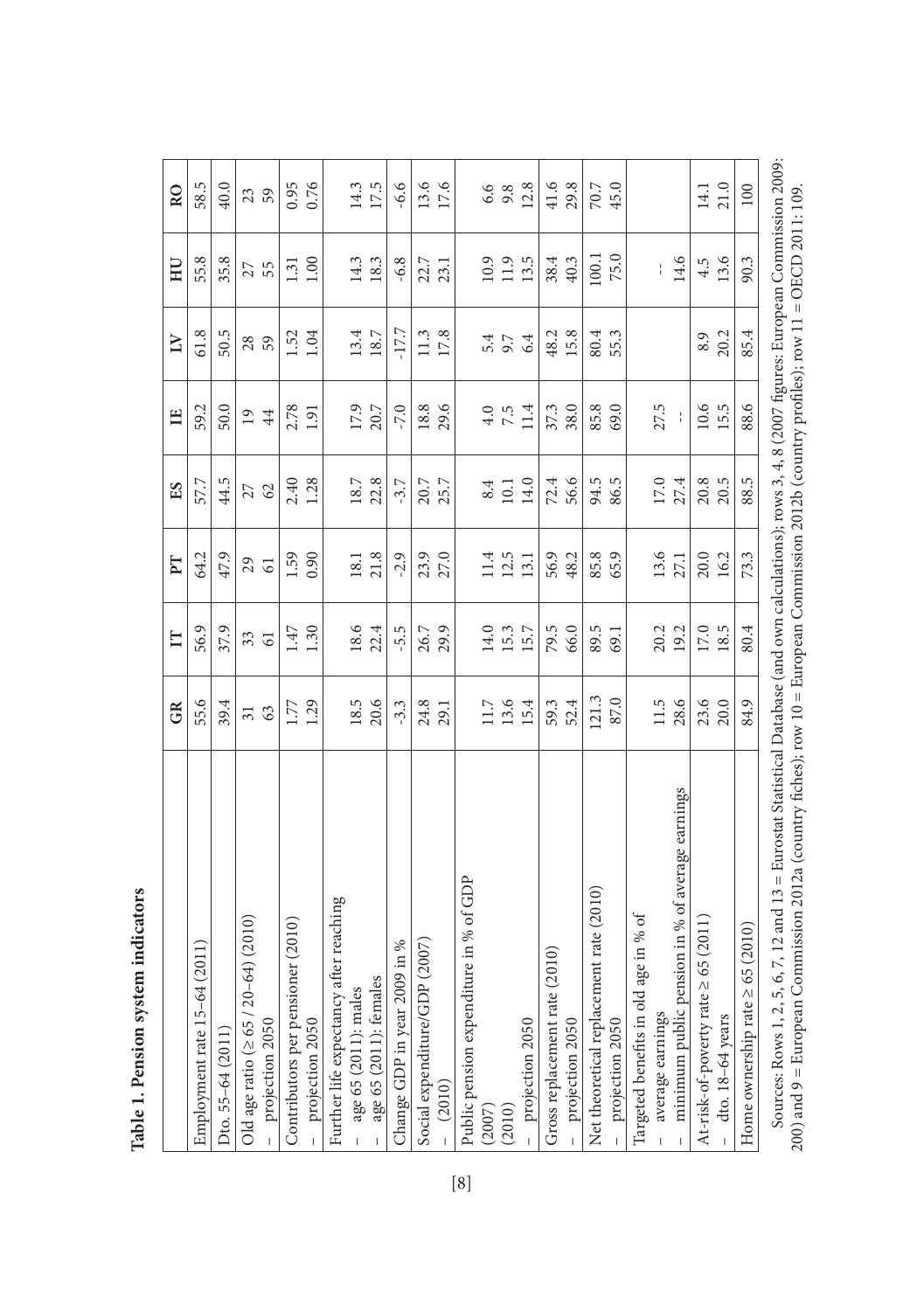**Table 1. Pension system indicators**

| | GR | IT | PT | ES | IE | LV | HU | RO |
|---|---|---|---|---|---|---|---|---|
| Employment rate 15–64 (2011) | 55.6 | 56.9 | 64.2 | 57.7 | 59.2 | 61.8 | 55.8 | 58.5 |
| Dto. 55–64 (2011) | 39.4 | 37.9 | 47.9 | 44.5 | 50.0 | 50.5 | 35.8 | 40.0 |
| Old age ratio (≥ 65 / 20–64) (2010) | 31 | 33 | 29 | 27 | 19 | 28 | 27 | 23 |
| – projection 2050 | 63 | 61 | 61 | 62 | 44 | 59 | 55 | 59 |
| Contributors per pensioner (2010) | 1.77 | 1.47 | 1.59 | 2.40 | 2.78 | 1.52 | 1.31 | 0.95 |
| – projection 2050 | 1.29 | 1.30 | 0.90 | 1.28 | 1.91 | 1.04 | 1.00 | 0.76 |
| Further life expectancy after reaching | | | | | | | | |
| – age 65 (2011): males | 18.5 | 18.6 | 18.1 | 18.7 | 17.9 | 13.4 | 14.3 | 14.3 |
| – age 65 (2011): females | 20.6 | 22.4 | 21.8 | 22.8 | 20.7 | 18.7 | 18.3 | 17.5 |
| Change GDP in year 2009 in % | -3.3 | -5.5 | -2.9 | -3.7 | -7.0 | -17.7 | -6.8 | -6.6 |
| Social expenditure/GDP (2007) | 24.8 | 26.7 | 23.9 | 20.7 | 18.8 | 11.3 | 22.7 | 13.6 |
| – (2010) | 29.1 | 29.9 | 27.0 | 25.7 | 29.6 | 17.8 | 23.1 | 17.6 |
| Public pension expenditure in % of GDP | | | | | | | | |
| (2007) | 11.7 | 14.0 | 11.4 | 8.4 | 4.0 | 5.4 | 10.9 | 6.6 |
| (2010) | 13.6 | 15.3 | 12.5 | 10.1 | 7.5 | 9.7 | 11.9 | 9.8 |
| – projection 2050 | 15.4 | 15.7 | 13.1 | 14.0 | 11.4 | 6.4 | 13.5 | 12.8 |
| Gross replacement rate (2010) | 59.3 | 79.5 | 56.9 | 72.4 | 37.3 | 48.2 | 38.4 | 41.6 |
| – projection 2050 | 52.4 | 66.0 | 48.2 | 56.6 | 38.0 | 15.8 | 40.3 | 29.8 |
| Net theoretical replacement rate (2010) | 121.3 | 89.5 | 85.8 | 94.5 | 85.8 | 80.4 | 100.1 | 70.7 |
| – projection 2050 | 87.0 | 69.1 | 65.9 | 86.5 | 69.0 | 55.3 | 75.0 | 45.0 |
| Targeted benefits in old age in % of | | | | | | | | |
| – average earnings | 11.5 | 20.2 | 13.6 | 17.0 | 27.5 | | -- | |
| – minimum public pension in % of average earnings | 28.6 | 19.2 | 27.1 | 27.4 | -- | | 14.6 | |
| At-risk-of-poverty rate ≥ 65 (2011) | 23.6 | 17.0 | 20.0 | 20.8 | 10.6 | 8.9 | 4.5 | 14.1 |
| – dto. 18–64 years | 20.0 | 18.5 | 16.2 | 20.5 | 15.5 | 20.2 | 13.6 | 21.0 |
| Home ownership rate ≥ 65 (2010) | 84.9 | 80.4 | 73.3 | 88.5 | 88.6 | 85.4 | 90.3 | 100 |

Sources: Rows 1, 2, 5, 6, 7, 12 and 13 = Eurostat Statistical Database (and own calculations); rows 3, 4, 8 (2007 figures: European Commission 2009: 200) and 9 = European Commission 2012a (country fiches); row 10 = European Commission 2012b (country profiles); row 11 = OECD 2011: 109.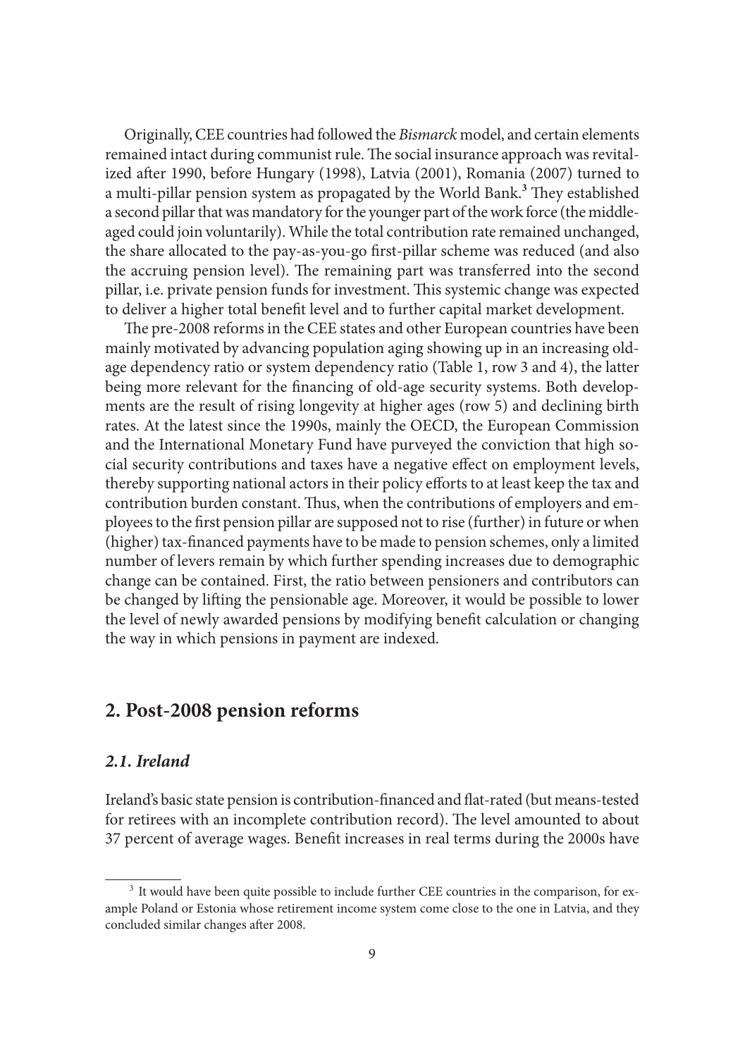Originally, CEE countries had followed the *Bismarck* model, and certain elements remained intact during communist rule. The social insurance approach was revitalized after 1990, before Hungary (1998), Latvia (2001), Romania (2007) turned to a multi-pillar pension system as propagated by the World Bank.[3] They established a second pillar that was mandatory for the younger part of the work force (the middle-aged could join voluntarily). While the total contribution rate remained unchanged, the share allocated to the pay-as-you-go first-pillar scheme was reduced (and also the accruing pension level). The remaining part was transferred into the second pillar, i.e. private pension funds for investment. This systemic change was expected to deliver a higher total benefit level and to further capital market development.

The pre-2008 reforms in the CEE states and other European countries have been mainly motivated by advancing population aging showing up in an increasing old-age dependency ratio or system dependency ratio (Table 1, row 3 and 4), the latter being more relevant for the financing of old-age security systems. Both developments are the result of rising longevity at higher ages (row 5) and declining birth rates. At the latest since the 1990s, mainly the OECD, the European Commission and the International Monetary Fund have purveyed the conviction that high social security contributions and taxes have a negative effect on employment levels, thereby supporting national actors in their policy efforts to at least keep the tax and contribution burden constant. Thus, when the contributions of employers and employees to the first pension pillar are supposed not to rise (further) in future or when (higher) tax-financed payments have to be made to pension schemes, only a limited number of levers remain by which further spending increases due to demographic change can be contained. First, the ratio between pensioners and contributors can be changed by lifting the pensionable age. Moreover, it would be possible to lower the level of newly awarded pensions by modifying benefit calculation or changing the way in which pensions in payment are indexed.

## 2. Post-2008 pension reforms

### *2.1. Ireland*

Ireland's basic state pension is contribution-financed and flat-rated (but means-tested for retirees with an incomplete contribution record). The level amounted to about 37 percent of average wages. Benefit increases in real terms during the 2000s have

[3] It would have been quite possible to include further CEE countries in the comparison, for example Poland or Estonia whose retirement income system come close to the one in Latvia, and they concluded similar changes after 2008.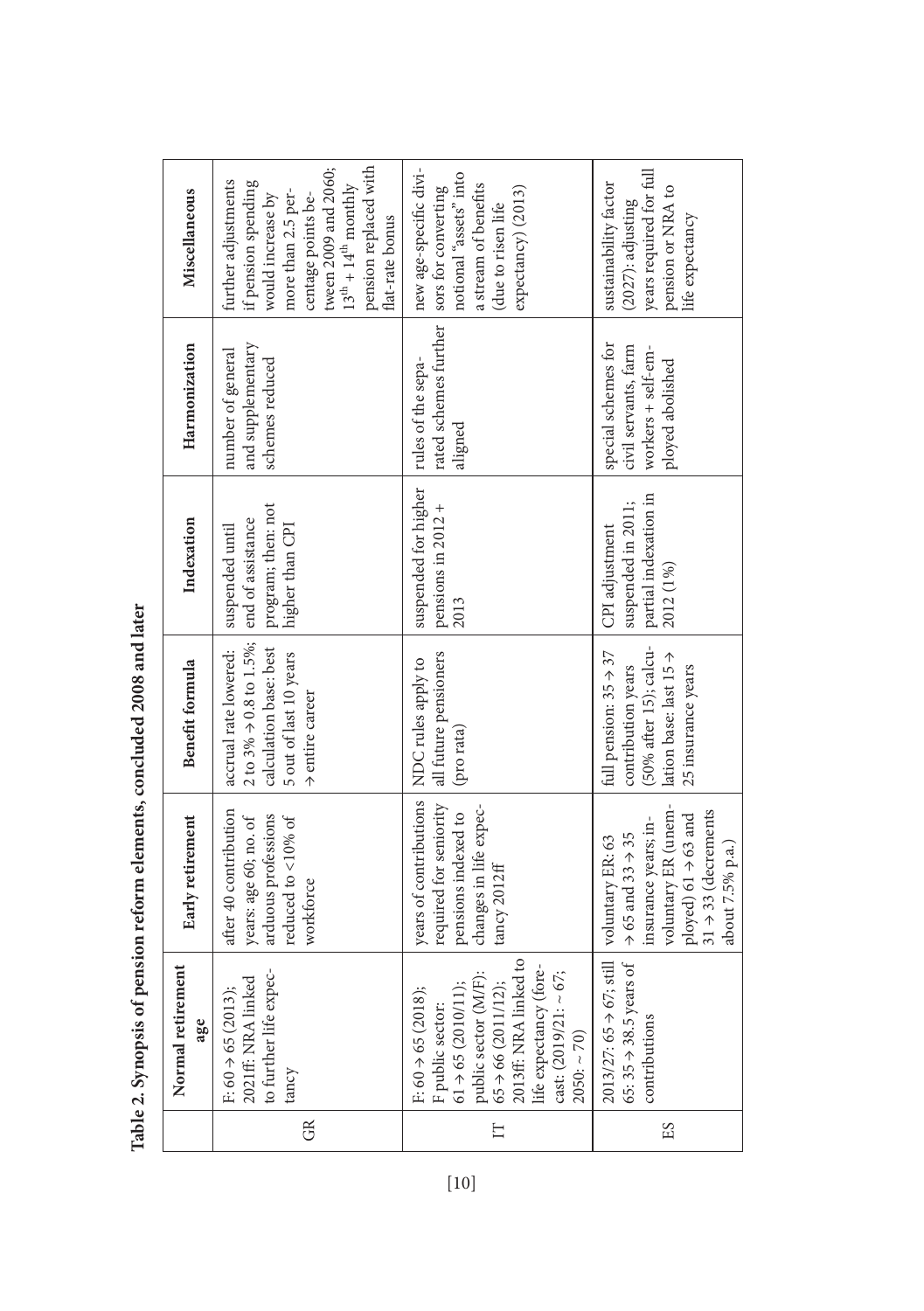**Table 2. Synopsis of pension reform elements, concluded 2008 and later**

| | Normal retirement age | Early retirement | Benefit formula | Indexation | Harmonization | Miscellaneous |
|---|---|---|---|---|---|---|
| GR | F: 60 → 65 (2013); 2021ff: NRA linked to further life expectancy | after 40 contribution years: age 60; no. of arduous professions reduced to <10% of workforce | accrual rate lowered: 2 to 3% → 0.8 to 1.5%; calculation base: best 5 out of last 10 years → entire career | suspended until end of assistance program; then: not higher than CPI | number of general and supplementary schemes reduced | further adjustments if pension spending would increase by more than 2.5 percentage points between 2009 and 2060; 13[th] + 14[th] monthly pension replaced with flat-rate bonus |
| IT | F: 60 → 65 (2018); F public sector: 61 → 65 (2010/11); public sector (M/F): 65 → 66 (2011/12); 2013ff: NRA linked to life expectancy (forecast: (2019/21: ~ 67; 2050: ~ 70) | years of contributions required for seniority pensions indexed to changes in life expectancy 2012ff | NDC rules apply to all future pensioners (pro rata) | suspended for higher pensions in 2012 + 2013 | rules of the separated schemes further aligned | new age-specific divisors for converting notional "assets" into a stream of benefits (due to risen life expectancy) (2013) |
| ES | 2013/27: 65 → 67; still 65: 35 → 38.5 years of contributions | voluntary ER: 63 → 65 and 33 → 35 insurance years; involuntary ER (unemployed) 61 → 63 and 31 → 33 (decrements about 7.5% p.a.) | full pension: 35 → 37 contribution years (50% after 15); calculation base: last 15 → 25 insurance years | CPI adjustment suspended in 2011; partial indexation in 2012 (1%) | special schemes for civil servants, farm workers + self-employed abolished | sustainability factor (2027): adjusting years required for full pension or NRA to life expectancy |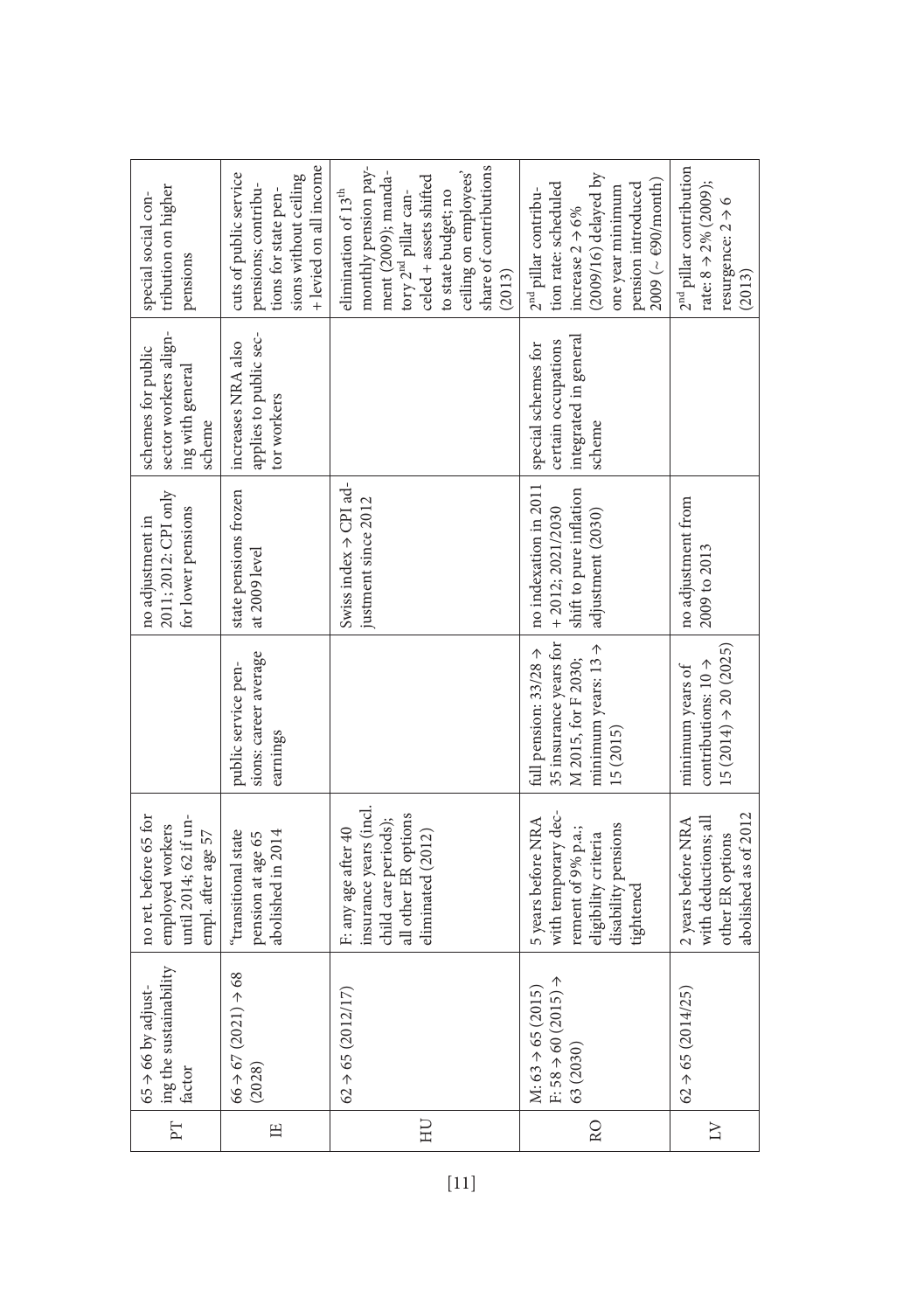| PT | 65 → 66 by adjusting the sustainability factor | no ret. before 65 for employed workers until 2014; 62 if unempl. after age 57 | | no adjustment in 2011; 2012: CPI only for lower pensions | schemes for public sector workers aligning with general scheme | special social contribution on higher pensions |
|---|---|---|---|---|---|---|
| IE | 66 → 67 (2021) → 68 (2028) | "transitional state pension at age 65 abolished in 2014 | public service pensions: career average earnings | state pensions frozen at 2009 level | increases NRA also applies to public sector workers | cuts of public service pensions; contributions for state pensions without ceiling + levied on all income |
| HU | 62 → 65 (2012/17) | F: any age after 40 insurance years (incl. child care periods); all other ER options eliminated (2012) | | Swiss index → CPI adjustment since 2012 | | elimination of 13[th] monthly pension payment (2009); mandatory 2[nd] pillar canceled + assets shifted to state budget; no ceiling on employees' share of contributions (2013) |
| RO | M: 63 → 65 (2015) F: 58 → 60 (2015) → 63 (2030) | 5 years before NRA with temporary decrement of 9% p.a.; eligibility criteria disability pensions tightened | full pension: 33/28 → 35 insurance years for M 2015, for F 2030; minimum years: 13 → 15 (2015) | no indexation in 2011 + 2012; 2021/2030 shift to pure inflation adjustment (2030) | special schemes for certain occupations integrated in general scheme | 2[nd] pillar contribution rate: scheduled increase 2 → 6% (2009/16) delayed by one year minimum pension introduced 2009 (~ €90/month) |
| LV | 62 → 65 (2014/25) | 2 years before NRA with deductions; all other ER options abolished as of 2012 | minimum years of contributions: 10 → 15 (2014) → 20 (2025) | no adjustment from 2009 to 2013 | | 2[nd] pillar contribution rate: 8 → 2% (2009); resurgence: 2 → 6 (2013) |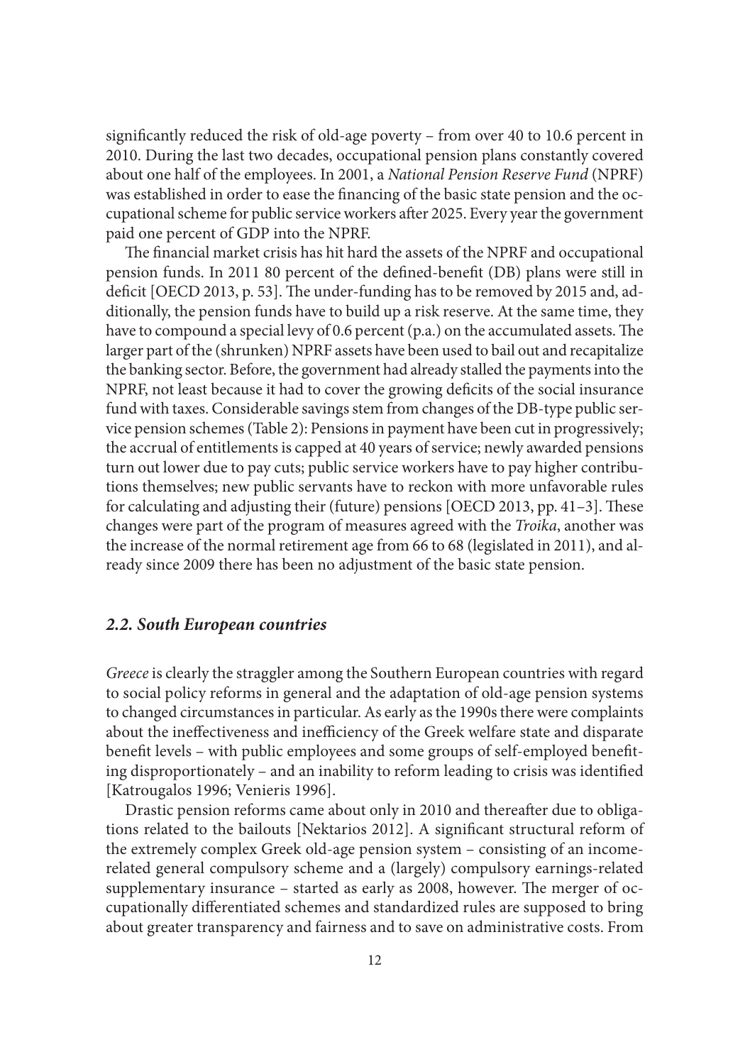significantly reduced the risk of old-age poverty – from over 40 to 10.6 percent in 2010. During the last two decades, occupational pension plans constantly covered about one half of the employees. In 2001, a *National Pension Reserve Fund* (NPRF) was established in order to ease the financing of the basic state pension and the occupational scheme for public service workers after 2025. Every year the government paid one percent of GDP into the NPRF.

The financial market crisis has hit hard the assets of the NPRF and occupational pension funds. In 2011 80 percent of the defined-benefit (DB) plans were still in deficit [OECD 2013, p. 53]. The under-funding has to be removed by 2015 and, additionally, the pension funds have to build up a risk reserve. At the same time, they have to compound a special levy of 0.6 percent (p.a.) on the accumulated assets. The larger part of the (shrunken) NPRF assets have been used to bail out and recapitalize the banking sector. Before, the government had already stalled the payments into the NPRF, not least because it had to cover the growing deficits of the social insurance fund with taxes. Considerable savings stem from changes of the DB-type public service pension schemes (Table 2): Pensions in payment have been cut in progressively; the accrual of entitlements is capped at 40 years of service; newly awarded pensions turn out lower due to pay cuts; public service workers have to pay higher contributions themselves; new public servants have to reckon with more unfavorable rules for calculating and adjusting their (future) pensions [OECD 2013, pp. 41–3]. These changes were part of the program of measures agreed with the *Troika*, another was the increase of the normal retirement age from 66 to 68 (legislated in 2011), and already since 2009 there has been no adjustment of the basic state pension.

### *2.2. South European countries*

*Greece* is clearly the straggler among the Southern European countries with regard to social policy reforms in general and the adaptation of old-age pension systems to changed circumstances in particular. As early as the 1990s there were complaints about the ineffectiveness and inefficiency of the Greek welfare state and disparate benefit levels – with public employees and some groups of self-employed benefiting disproportionately – and an inability to reform leading to crisis was identified [Katrougalos 1996; Venieris 1996].

Drastic pension reforms came about only in 2010 and thereafter due to obligations related to the bailouts [Nektarios 2012]. A significant structural reform of the extremely complex Greek old-age pension system – consisting of an income-related general compulsory scheme and a (largely) compulsory earnings-related supplementary insurance – started as early as 2008, however. The merger of occupationally differentiated schemes and standardized rules are supposed to bring about greater transparency and fairness and to save on administrative costs. From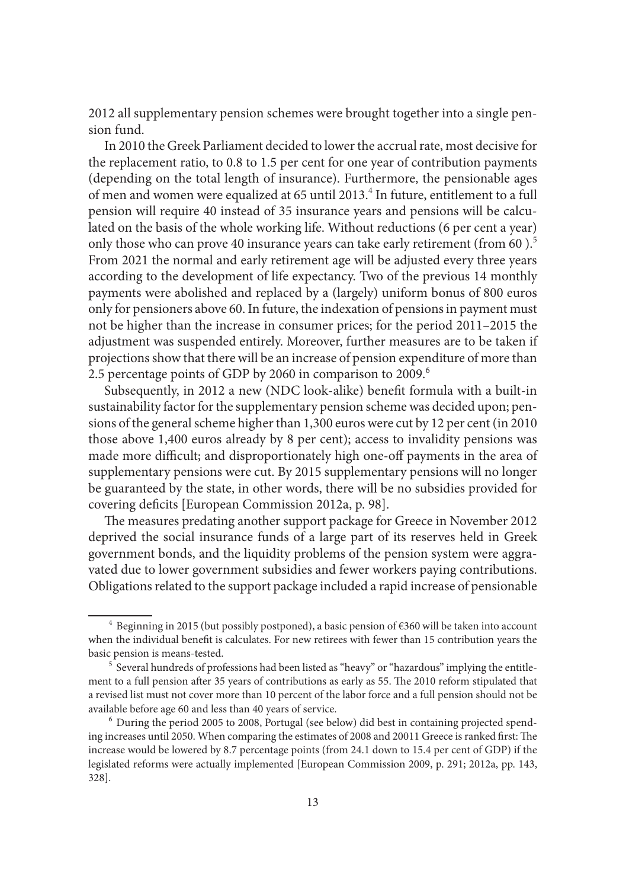2012 all supplementary pension schemes were brought together into a single pension fund.

In 2010 the Greek Parliament decided to lower the accrual rate, most decisive for the replacement ratio, to 0.8 to 1.5 per cent for one year of contribution payments (depending on the total length of insurance). Furthermore, the pensionable ages of men and women were equalized at 65 until 2013.[4] In future, entitlement to a full pension will require 40 instead of 35 insurance years and pensions will be calculated on the basis of the whole working life. Without reductions (6 per cent a year) only those who can prove 40 insurance years can take early retirement (from 60 ).[5] From 2021 the normal and early retirement age will be adjusted every three years according to the development of life expectancy. Two of the previous 14 monthly payments were abolished and replaced by a (largely) uniform bonus of 800 euros only for pensioners above 60. In future, the indexation of pensions in payment must not be higher than the increase in consumer prices; for the period 2011–2015 the adjustment was suspended entirely. Moreover, further measures are to be taken if projections show that there will be an increase of pension expenditure of more than 2.5 percentage points of GDP by 2060 in comparison to 2009.[6]

Subsequently, in 2012 a new (NDC look-alike) benefit formula with a built-in sustainability factor for the supplementary pension scheme was decided upon; pensions of the general scheme higher than 1,300 euros were cut by 12 per cent (in 2010 those above 1,400 euros already by 8 per cent); access to invalidity pensions was made more difficult; and disproportionately high one-off payments in the area of supplementary pensions were cut. By 2015 supplementary pensions will no longer be guaranteed by the state, in other words, there will be no subsidies provided for covering deficits [European Commission 2012a, p. 98].

The measures predating another support package for Greece in November 2012 deprived the social insurance funds of a large part of its reserves held in Greek government bonds, and the liquidity problems of the pension system were aggravated due to lower government subsidies and fewer workers paying contributions. Obligations related to the support package included a rapid increase of pensionable

---

[4] Beginning in 2015 (but possibly postponed), a basic pension of €360 will be taken into account when the individual benefit is calculates. For new retirees with fewer than 15 contribution years the basic pension is means-tested.

[5] Several hundreds of professions had been listed as "heavy" or "hazardous" implying the entitlement to a full pension after 35 years of contributions as early as 55. The 2010 reform stipulated that a revised list must not cover more than 10 percent of the labor force and a full pension should not be available before age 60 and less than 40 years of service.

[6] During the period 2005 to 2008, Portugal (see below) did best in containing projected spending increases until 2050. When comparing the estimates of 2008 and 20011 Greece is ranked first: The increase would be lowered by 8.7 percentage points (from 24.1 down to 15.4 per cent of GDP) if the legislated reforms were actually implemented [European Commission 2009, p. 291; 2012a, pp. 143, 328].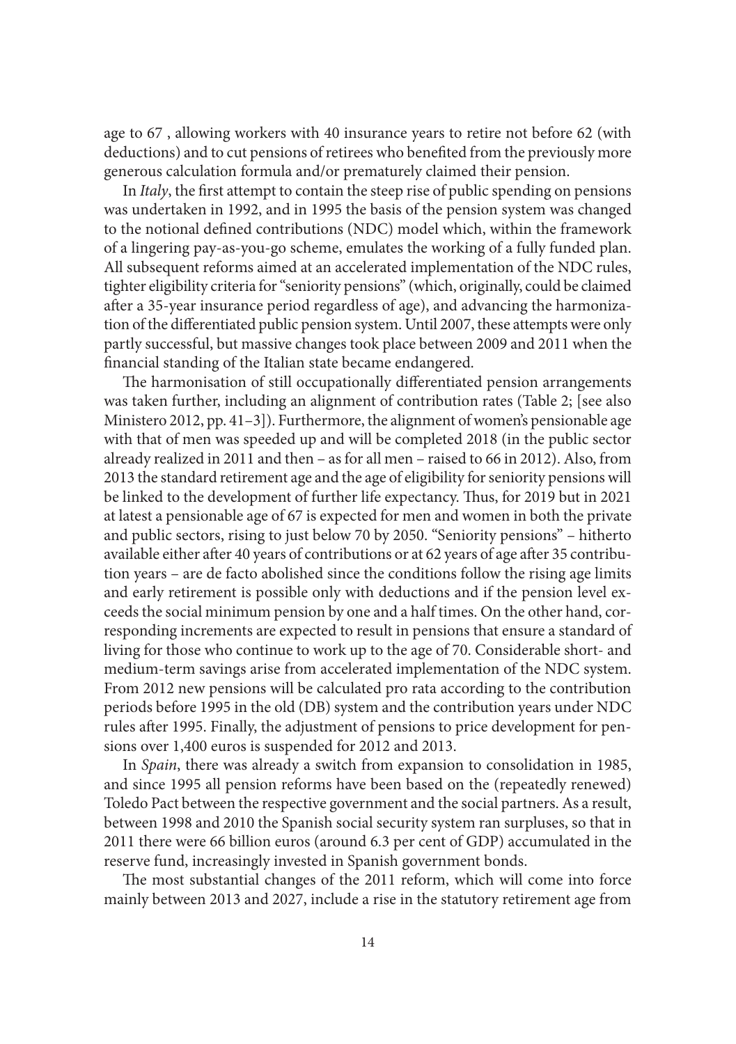age to 67 , allowing workers with 40 insurance years to retire not before 62 (with deductions) and to cut pensions of retirees who benefited from the previously more generous calculation formula and/or prematurely claimed their pension.

In *Italy*, the first attempt to contain the steep rise of public spending on pensions was undertaken in 1992, and in 1995 the basis of the pension system was changed to the notional defined contributions (NDC) model which, within the framework of a lingering pay-as-you-go scheme, emulates the working of a fully funded plan. All subsequent reforms aimed at an accelerated implementation of the NDC rules, tighter eligibility criteria for "seniority pensions" (which, originally, could be claimed after a 35-year insurance period regardless of age), and advancing the harmonization of the differentiated public pension system. Until 2007, these attempts were only partly successful, but massive changes took place between 2009 and 2011 when the financial standing of the Italian state became endangered.

The harmonisation of still occupationally differentiated pension arrangements was taken further, including an alignment of contribution rates (Table 2; [see also Ministero 2012, pp. 41–3]). Furthermore, the alignment of women's pensionable age with that of men was speeded up and will be completed 2018 (in the public sector already realized in 2011 and then – as for all men – raised to 66 in 2012). Also, from 2013 the standard retirement age and the age of eligibility for seniority pensions will be linked to the development of further life expectancy. Thus, for 2019 but in 2021 at latest a pensionable age of 67 is expected for men and women in both the private and public sectors, rising to just below 70 by 2050. "Seniority pensions" – hitherto available either after 40 years of contributions or at 62 years of age after 35 contribution years – are de facto abolished since the conditions follow the rising age limits and early retirement is possible only with deductions and if the pension level exceeds the social minimum pension by one and a half times. On the other hand, corresponding increments are expected to result in pensions that ensure a standard of living for those who continue to work up to the age of 70. Considerable short- and medium-term savings arise from accelerated implementation of the NDC system. From 2012 new pensions will be calculated pro rata according to the contribution periods before 1995 in the old (DB) system and the contribution years under NDC rules after 1995. Finally, the adjustment of pensions to price development for pensions over 1,400 euros is suspended for 2012 and 2013.

In *Spain*, there was already a switch from expansion to consolidation in 1985, and since 1995 all pension reforms have been based on the (repeatedly renewed) Toledo Pact between the respective government and the social partners. As a result, between 1998 and 2010 the Spanish social security system ran surpluses, so that in 2011 there were 66 billion euros (around 6.3 per cent of GDP) accumulated in the reserve fund, increasingly invested in Spanish government bonds.

The most substantial changes of the 2011 reform, which will come into force mainly between 2013 and 2027, include a rise in the statutory retirement age from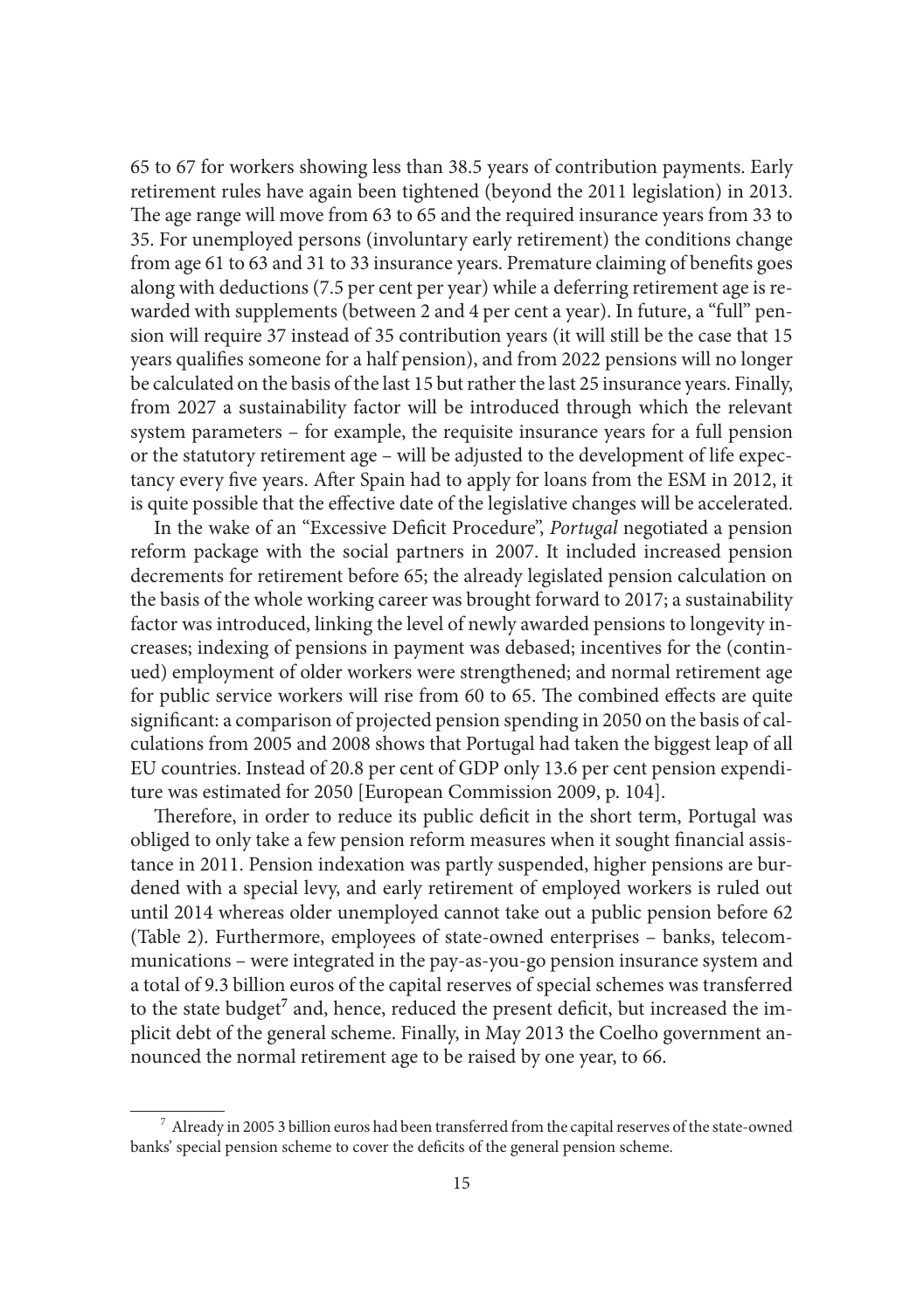65 to 67 for workers showing less than 38.5 years of contribution payments. Early retirement rules have again been tightened (beyond the 2011 legislation) in 2013. The age range will move from 63 to 65 and the required insurance years from 33 to 35. For unemployed persons (involuntary early retirement) the conditions change from age 61 to 63 and 31 to 33 insurance years. Premature claiming of benefits goes along with deductions (7.5 per cent per year) while a deferring retirement age is rewarded with supplements (between 2 and 4 per cent a year). In future, a "full" pension will require 37 instead of 35 contribution years (it will still be the case that 15 years qualifies someone for a half pension), and from 2022 pensions will no longer be calculated on the basis of the last 15 but rather the last 25 insurance years. Finally, from 2027 a sustainability factor will be introduced through which the relevant system parameters – for example, the requisite insurance years for a full pension or the statutory retirement age – will be adjusted to the development of life expectancy every five years. After Spain had to apply for loans from the ESM in 2012, it is quite possible that the effective date of the legislative changes will be accelerated.

In the wake of an "Excessive Deficit Procedure", *Portugal* negotiated a pension reform package with the social partners in 2007. It included increased pension decrements for retirement before 65; the already legislated pension calculation on the basis of the whole working career was brought forward to 2017; a sustainability factor was introduced, linking the level of newly awarded pensions to longevity increases; indexing of pensions in payment was debased; incentives for the (continued) employment of older workers were strengthened; and normal retirement age for public service workers will rise from 60 to 65. The combined effects are quite significant: a comparison of projected pension spending in 2050 on the basis of calculations from 2005 and 2008 shows that Portugal had taken the biggest leap of all EU countries. Instead of 20.8 per cent of GDP only 13.6 per cent pension expenditure was estimated for 2050 [European Commission 2009, p. 104].

Therefore, in order to reduce its public deficit in the short term, Portugal was obliged to only take a few pension reform measures when it sought financial assistance in 2011. Pension indexation was partly suspended, higher pensions are burdened with a special levy, and early retirement of employed workers is ruled out until 2014 whereas older unemployed cannot take out a public pension before 62 (Table 2). Furthermore, employees of state-owned enterprises – banks, telecommunications – were integrated in the pay-as-you-go pension insurance system and a total of 9.3 billion euros of the capital reserves of special schemes was transferred to the state budget[7] and, hence, reduced the present deficit, but increased the implicit debt of the general scheme. Finally, in May 2013 the Coelho government announced the normal retirement age to be raised by one year, to 66.

---

[7] Already in 2005 3 billion euros had been transferred from the capital reserves of the state-owned banks' special pension scheme to cover the deficits of the general pension scheme.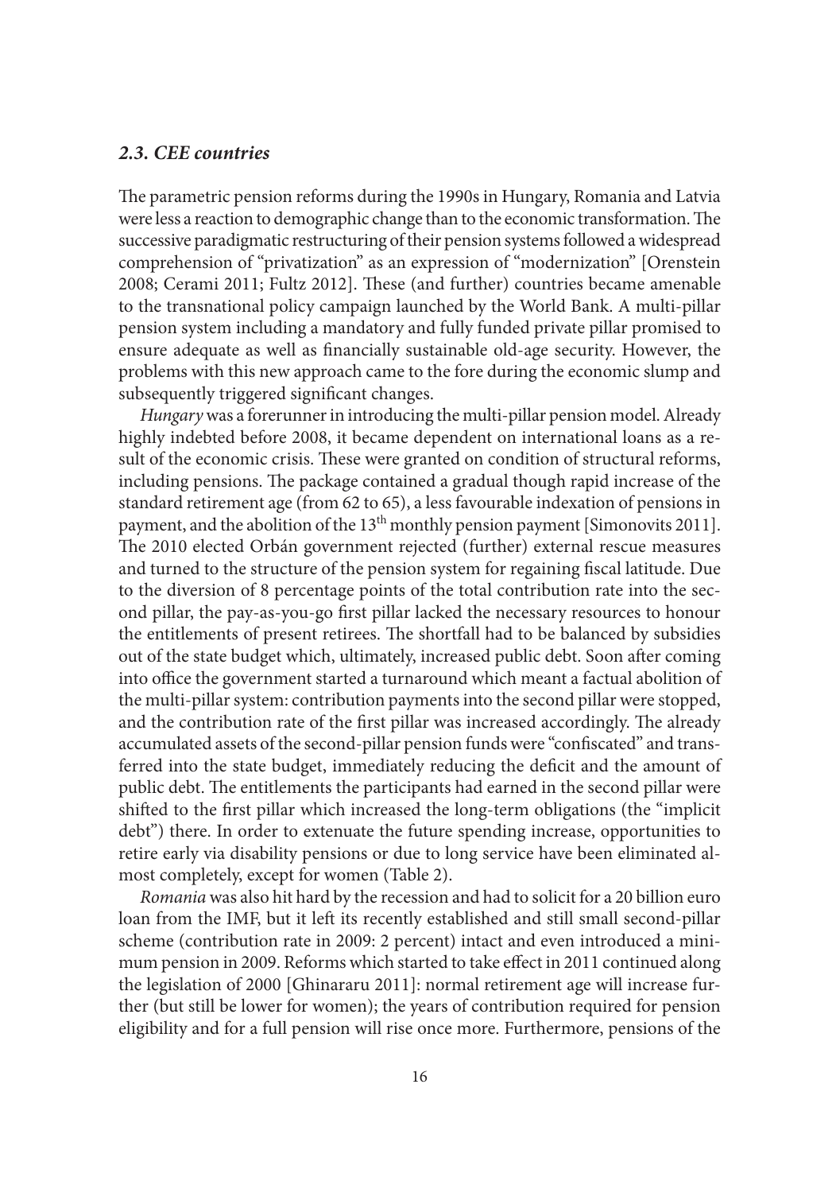### *2.3. CEE countries*

The parametric pension reforms during the 1990s in Hungary, Romania and Latvia were less a reaction to demographic change than to the economic transformation. The successive paradigmatic restructuring of their pension systems followed a widespread comprehension of "privatization" as an expression of "modernization" [Orenstein 2008; Cerami 2011; Fultz 2012]. These (and further) countries became amenable to the transnational policy campaign launched by the World Bank. A multi-pillar pension system including a mandatory and fully funded private pillar promised to ensure adequate as well as financially sustainable old-age security. However, the problems with this new approach came to the fore during the economic slump and subsequently triggered significant changes.

*Hungary* was a forerunner in introducing the multi-pillar pension model. Already highly indebted before 2008, it became dependent on international loans as a result of the economic crisis. These were granted on condition of structural reforms, including pensions. The package contained a gradual though rapid increase of the standard retirement age (from 62 to 65), a less favourable indexation of pensions in payment, and the abolition of the 13th monthly pension payment [Simonovits 2011]. The 2010 elected Orbán government rejected (further) external rescue measures and turned to the structure of the pension system for regaining fiscal latitude. Due to the diversion of 8 percentage points of the total contribution rate into the second pillar, the pay-as-you-go first pillar lacked the necessary resources to honour the entitlements of present retirees. The shortfall had to be balanced by subsidies out of the state budget which, ultimately, increased public debt. Soon after coming into office the government started a turnaround which meant a factual abolition of the multi-pillar system: contribution payments into the second pillar were stopped, and the contribution rate of the first pillar was increased accordingly. The already accumulated assets of the second-pillar pension funds were "confiscated" and transferred into the state budget, immediately reducing the deficit and the amount of public debt. The entitlements the participants had earned in the second pillar were shifted to the first pillar which increased the long-term obligations (the "implicit debt") there. In order to extenuate the future spending increase, opportunities to retire early via disability pensions or due to long service have been eliminated almost completely, except for women (Table 2).

*Romania* was also hit hard by the recession and had to solicit for a 20 billion euro loan from the IMF, but it left its recently established and still small second-pillar scheme (contribution rate in 2009: 2 percent) intact and even introduced a minimum pension in 2009. Reforms which started to take effect in 2011 continued along the legislation of 2000 [Ghinararu 2011]: normal retirement age will increase further (but still be lower for women); the years of contribution required for pension eligibility and for a full pension will rise once more. Furthermore, pensions of the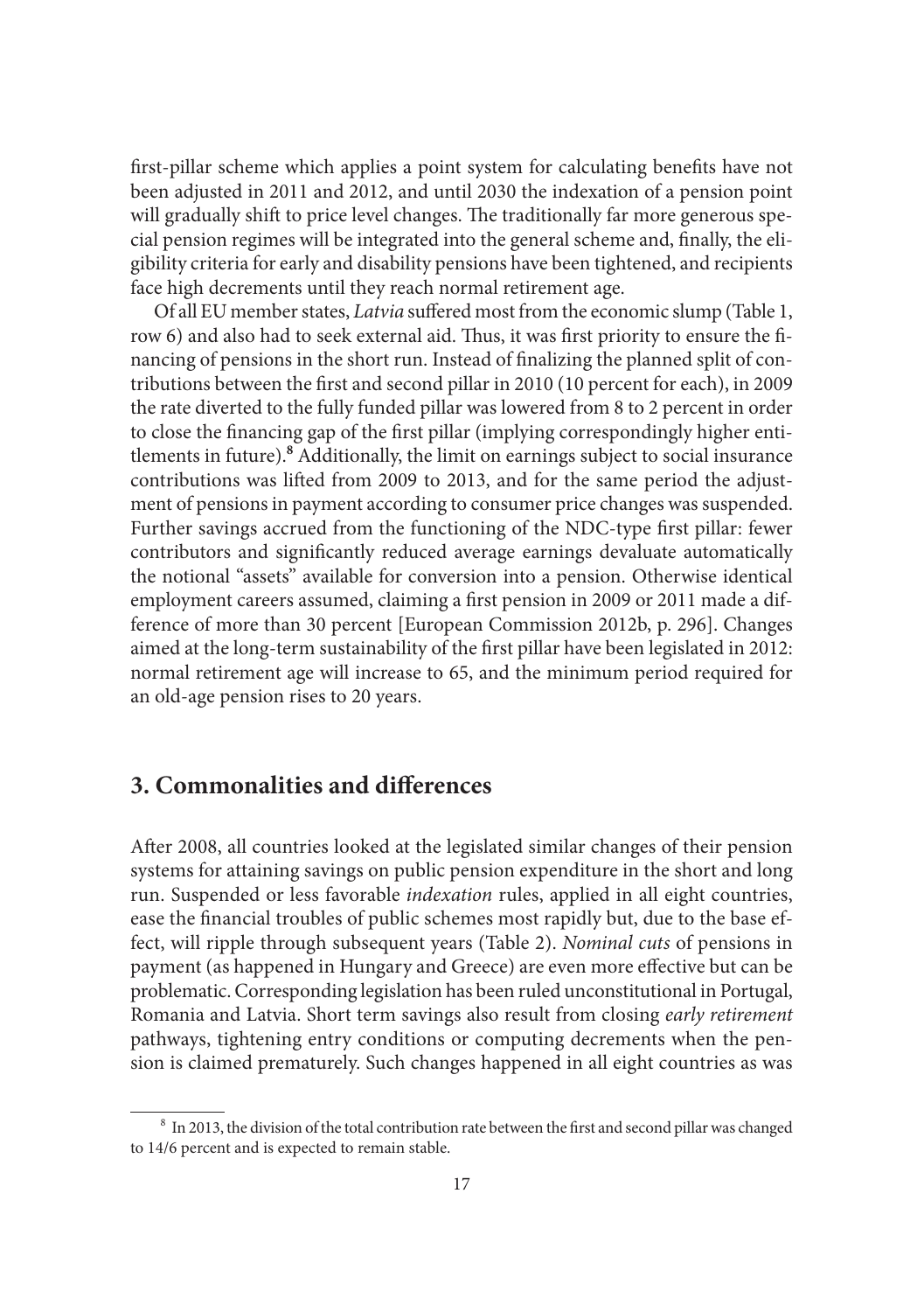first-pillar scheme which applies a point system for calculating benefits have not been adjusted in 2011 and 2012, and until 2030 the indexation of a pension point will gradually shift to price level changes. The traditionally far more generous special pension regimes will be integrated into the general scheme and, finally, the eligibility criteria for early and disability pensions have been tightened, and recipients face high decrements until they reach normal retirement age.

Of all EU member states, *Latvia* suffered most from the economic slump (Table 1, row 6) and also had to seek external aid. Thus, it was first priority to ensure the financing of pensions in the short run. Instead of finalizing the planned split of contributions between the first and second pillar in 2010 (10 percent for each), in 2009 the rate diverted to the fully funded pillar was lowered from 8 to 2 percent in order to close the financing gap of the first pillar (implying correspondingly higher entitlements in future).[8] Additionally, the limit on earnings subject to social insurance contributions was lifted from 2009 to 2013, and for the same period the adjustment of pensions in payment according to consumer price changes was suspended. Further savings accrued from the functioning of the NDC-type first pillar: fewer contributors and significantly reduced average earnings devaluate automatically the notional "assets" available for conversion into a pension. Otherwise identical employment careers assumed, claiming a first pension in 2009 or 2011 made a difference of more than 30 percent [European Commission 2012b, p. 296]. Changes aimed at the long-term sustainability of the first pillar have been legislated in 2012: normal retirement age will increase to 65, and the minimum period required for an old-age pension rises to 20 years.

## 3. Commonalities and differences

After 2008, all countries looked at the legislated similar changes of their pension systems for attaining savings on public pension expenditure in the short and long run. Suspended or less favorable *indexation* rules, applied in all eight countries, ease the financial troubles of public schemes most rapidly but, due to the base effect, will ripple through subsequent years (Table 2). *Nominal cuts* of pensions in payment (as happened in Hungary and Greece) are even more effective but can be problematic. Corresponding legislation has been ruled unconstitutional in Portugal, Romania and Latvia. Short term savings also result from closing *early retirement* pathways, tightening entry conditions or computing decrements when the pension is claimed prematurely. Such changes happened in all eight countries as was

[8] In 2013, the division of the total contribution rate between the first and second pillar was changed to 14/6 percent and is expected to remain stable.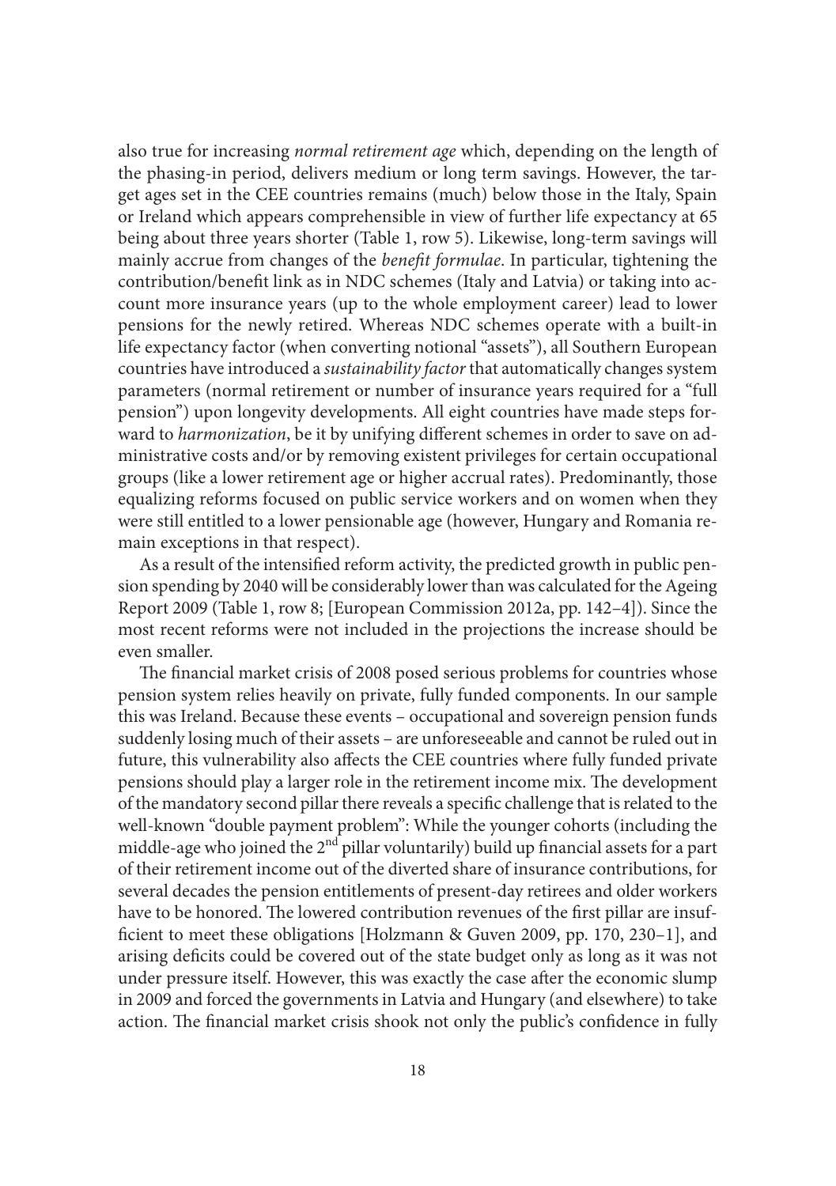also true for increasing *normal retirement age* which, depending on the length of the phasing-in period, delivers medium or long term savings. However, the target ages set in the CEE countries remains (much) below those in the Italy, Spain or Ireland which appears comprehensible in view of further life expectancy at 65 being about three years shorter (Table 1, row 5). Likewise, long-term savings will mainly accrue from changes of the *benefit formulae*. In particular, tightening the contribution/benefit link as in NDC schemes (Italy and Latvia) or taking into account more insurance years (up to the whole employment career) lead to lower pensions for the newly retired. Whereas NDC schemes operate with a built-in life expectancy factor (when converting notional "assets"), all Southern European countries have introduced a *sustainability factor* that automatically changes system parameters (normal retirement or number of insurance years required for a "full pension") upon longevity developments. All eight countries have made steps forward to *harmonization*, be it by unifying different schemes in order to save on administrative costs and/or by removing existent privileges for certain occupational groups (like a lower retirement age or higher accrual rates). Predominantly, those equalizing reforms focused on public service workers and on women when they were still entitled to a lower pensionable age (however, Hungary and Romania remain exceptions in that respect).

As a result of the intensified reform activity, the predicted growth in public pension spending by 2040 will be considerably lower than was calculated for the Ageing Report 2009 (Table 1, row 8; [European Commission 2012a, pp. 142–4]). Since the most recent reforms were not included in the projections the increase should be even smaller.

The financial market crisis of 2008 posed serious problems for countries whose pension system relies heavily on private, fully funded components. In our sample this was Ireland. Because these events – occupational and sovereign pension funds suddenly losing much of their assets – are unforeseeable and cannot be ruled out in future, this vulnerability also affects the CEE countries where fully funded private pensions should play a larger role in the retirement income mix. The development of the mandatory second pillar there reveals a specific challenge that is related to the well-known "double payment problem": While the younger cohorts (including the middle-age who joined the 2nd pillar voluntarily) build up financial assets for a part of their retirement income out of the diverted share of insurance contributions, for several decades the pension entitlements of present-day retirees and older workers have to be honored. The lowered contribution revenues of the first pillar are insufficient to meet these obligations [Holzmann & Guven 2009, pp. 170, 230–1], and arising deficits could be covered out of the state budget only as long as it was not under pressure itself. However, this was exactly the case after the economic slump in 2009 and forced the governments in Latvia and Hungary (and elsewhere) to take action. The financial market crisis shook not only the public's confidence in fully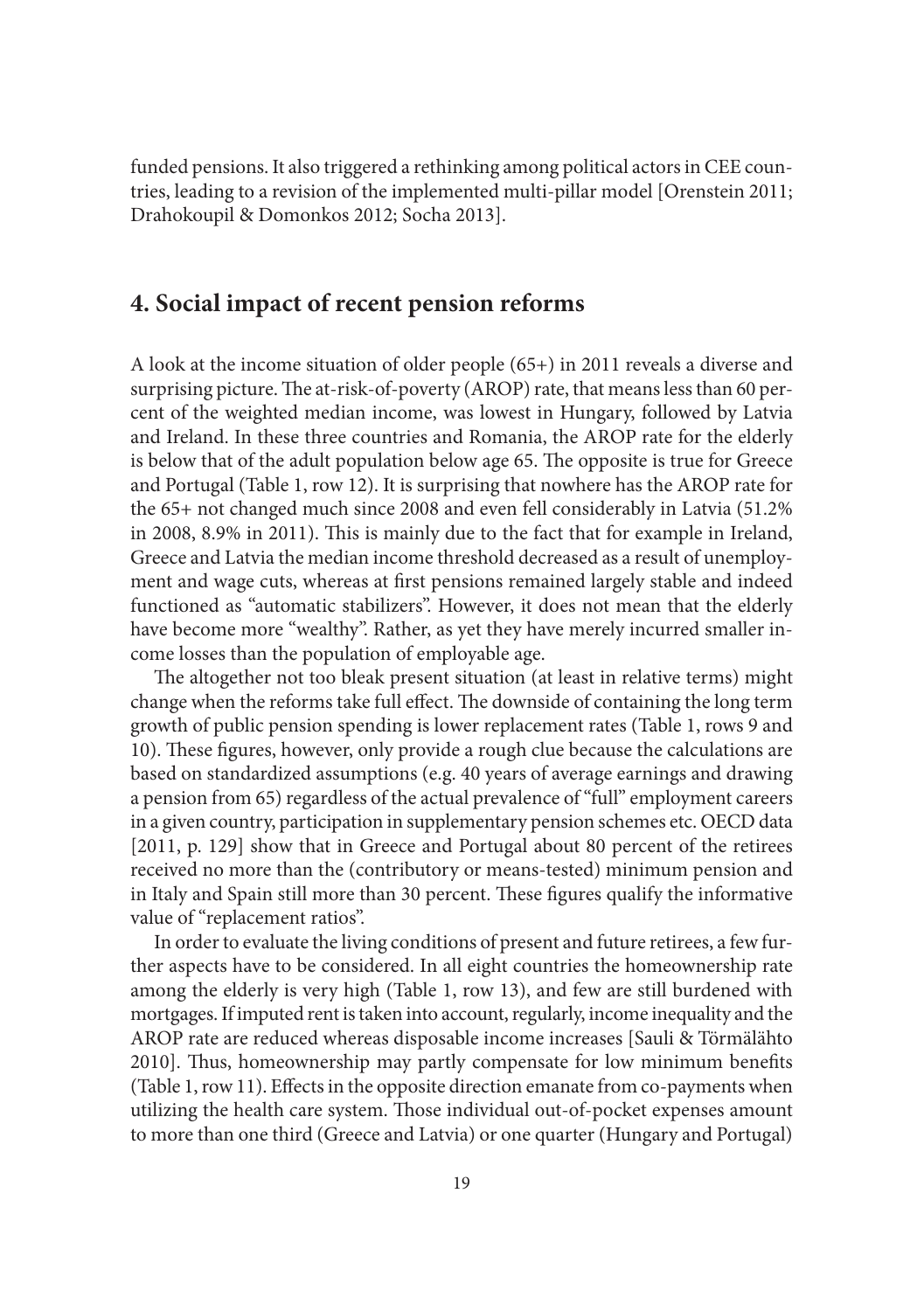funded pensions. It also triggered a rethinking among political actors in CEE countries, leading to a revision of the implemented multi-pillar model [Orenstein 2011; Drahokoupil & Domonkos 2012; Socha 2013].

## 4. Social impact of recent pension reforms

A look at the income situation of older people (65+) in 2011 reveals a diverse and surprising picture. The at-risk-of-poverty (AROP) rate, that means less than 60 percent of the weighted median income, was lowest in Hungary, followed by Latvia and Ireland. In these three countries and Romania, the AROP rate for the elderly is below that of the adult population below age 65. The opposite is true for Greece and Portugal (Table 1, row 12). It is surprising that nowhere has the AROP rate for the 65+ not changed much since 2008 and even fell considerably in Latvia (51.2% in 2008, 8.9% in 2011). This is mainly due to the fact that for example in Ireland, Greece and Latvia the median income threshold decreased as a result of unemployment and wage cuts, whereas at first pensions remained largely stable and indeed functioned as "automatic stabilizers". However, it does not mean that the elderly have become more "wealthy". Rather, as yet they have merely incurred smaller income losses than the population of employable age.

The altogether not too bleak present situation (at least in relative terms) might change when the reforms take full effect. The downside of containing the long term growth of public pension spending is lower replacement rates (Table 1, rows 9 and 10). These figures, however, only provide a rough clue because the calculations are based on standardized assumptions (e.g. 40 years of average earnings and drawing a pension from 65) regardless of the actual prevalence of "full" employment careers in a given country, participation in supplementary pension schemes etc. OECD data [2011, p. 129] show that in Greece and Portugal about 80 percent of the retirees received no more than the (contributory or means-tested) minimum pension and in Italy and Spain still more than 30 percent. These figures qualify the informative value of "replacement ratios".

In order to evaluate the living conditions of present and future retirees, a few further aspects have to be considered. In all eight countries the homeownership rate among the elderly is very high (Table 1, row 13), and few are still burdened with mortgages. If imputed rent is taken into account, regularly, income inequality and the AROP rate are reduced whereas disposable income increases [Sauli & Törmälähto 2010]. Thus, homeownership may partly compensate for low minimum benefits (Table 1, row 11). Effects in the opposite direction emanate from co-payments when utilizing the health care system. Those individual out-of-pocket expenses amount to more than one third (Greece and Latvia) or one quarter (Hungary and Portugal)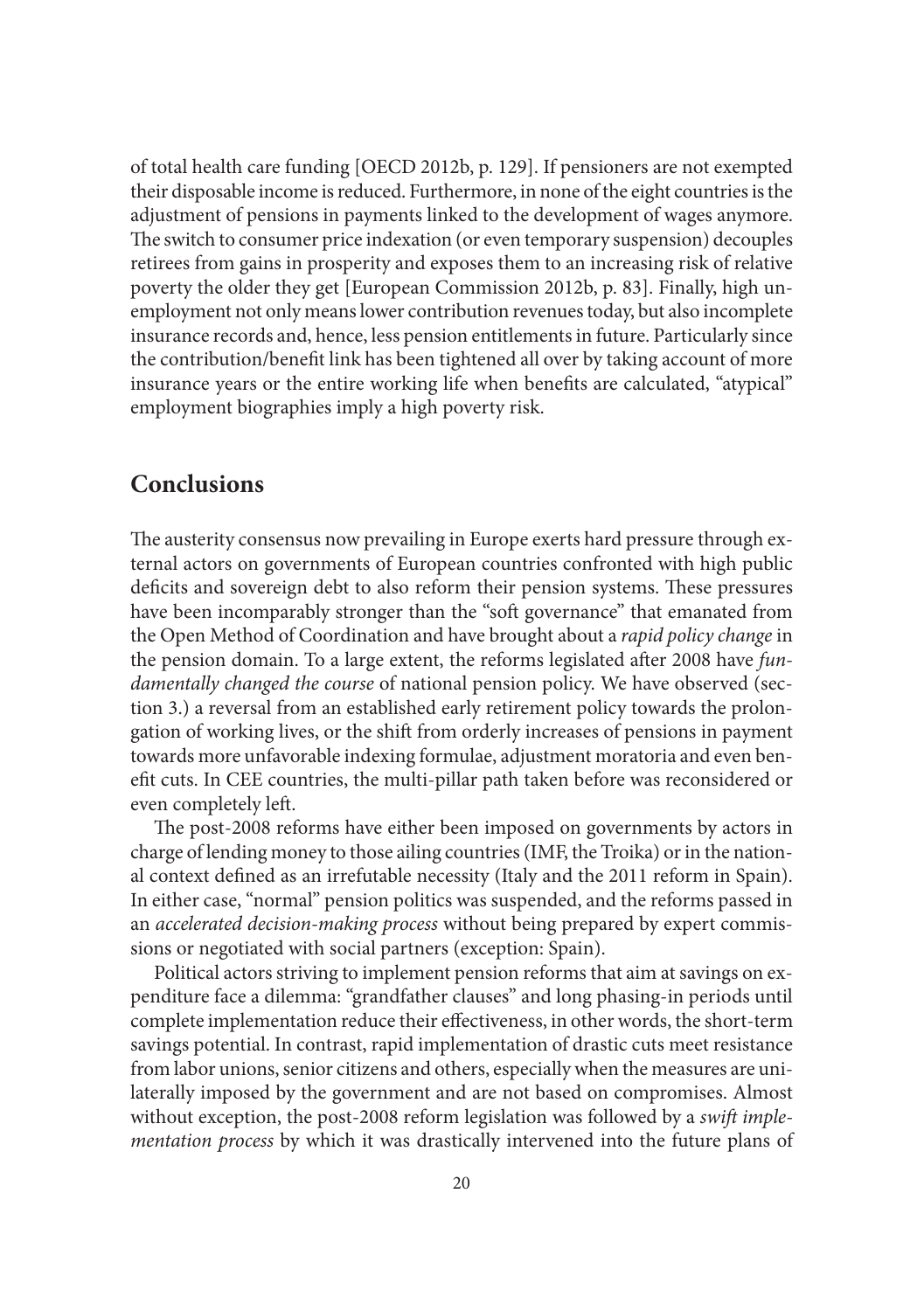of total health care funding [OECD 2012b, p. 129]. If pensioners are not exempted their disposable income is reduced. Furthermore, in none of the eight countries is the adjustment of pensions in payments linked to the development of wages anymore. The switch to consumer price indexation (or even temporary suspension) decouples retirees from gains in prosperity and exposes them to an increasing risk of relative poverty the older they get [European Commission 2012b, p. 83]. Finally, high unemployment not only means lower contribution revenues today, but also incomplete insurance records and, hence, less pension entitlements in future. Particularly since the contribution/benefit link has been tightened all over by taking account of more insurance years or the entire working life when benefits are calculated, "atypical" employment biographies imply a high poverty risk.

## Conclusions

The austerity consensus now prevailing in Europe exerts hard pressure through external actors on governments of European countries confronted with high public deficits and sovereign debt to also reform their pension systems. These pressures have been incomparably stronger than the "soft governance" that emanated from the Open Method of Coordination and have brought about a *rapid policy change* in the pension domain. To a large extent, the reforms legislated after 2008 have *fundamentally changed the course* of national pension policy. We have observed (section 3.) a reversal from an established early retirement policy towards the prolongation of working lives, or the shift from orderly increases of pensions in payment towards more unfavorable indexing formulae, adjustment moratoria and even benefit cuts. In CEE countries, the multi-pillar path taken before was reconsidered or even completely left.

The post-2008 reforms have either been imposed on governments by actors in charge of lending money to those ailing countries (IMF, the Troika) or in the national context defined as an irrefutable necessity (Italy and the 2011 reform in Spain). In either case, "normal" pension politics was suspended, and the reforms passed in an *accelerated decision-making process* without being prepared by expert commissions or negotiated with social partners (exception: Spain).

Political actors striving to implement pension reforms that aim at savings on expenditure face a dilemma: "grandfather clauses" and long phasing-in periods until complete implementation reduce their effectiveness, in other words, the short-term savings potential. In contrast, rapid implementation of drastic cuts meet resistance from labor unions, senior citizens and others, especially when the measures are unilaterally imposed by the government and are not based on compromises. Almost without exception, the post-2008 reform legislation was followed by a *swift implementation process* by which it was drastically intervened into the future plans of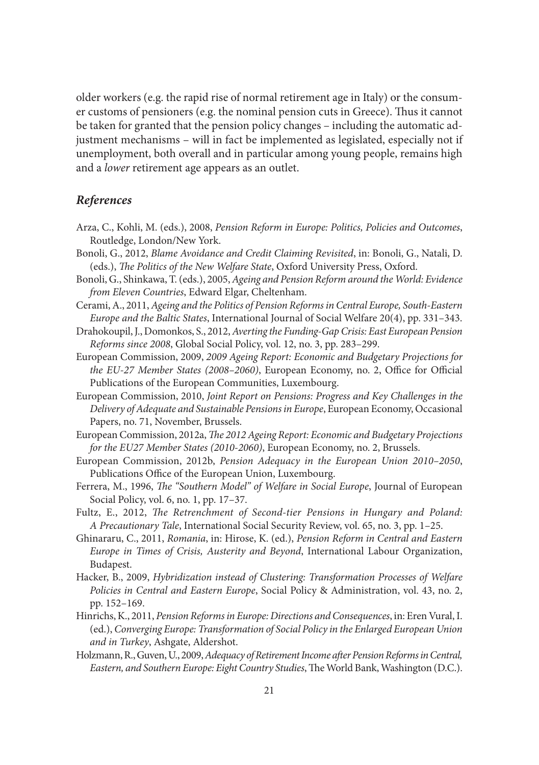older workers (e.g. the rapid rise of normal retirement age in Italy) or the consumer customs of pensioners (e.g. the nominal pension cuts in Greece). Thus it cannot be taken for granted that the pension policy changes – including the automatic adjustment mechanisms – will in fact be implemented as legislated, especially not if unemployment, both overall and in particular among young people, remains high and a *lower* retirement age appears as an outlet.

## *References*

Arza, C., Kohli, M. (eds.), 2008, *Pension Reform in Europe: Politics, Policies and Outcomes*, Routledge, London/New York.

Bonoli, G., 2012, *Blame Avoidance and Credit Claiming Revisited*, in: Bonoli, G., Natali, D. (eds.), *The Politics of the New Welfare State*, Oxford University Press, Oxford.

Bonoli, G., Shinkawa, T. (eds.), 2005, *Ageing and Pension Reform around the World: Evidence from Eleven Countries*, Edward Elgar, Cheltenham.

Cerami, A., 2011, *Ageing and the Politics of Pension Reforms in Central Europe, South-Eastern Europe and the Baltic States*, International Journal of Social Welfare 20(4), pp. 331–343.

Drahokoupil, J., Domonkos, S., 2012, *Averting the Funding-Gap Crisis: East European Pension Reforms since 2008*, Global Social Policy, vol. 12, no. 3, pp. 283–299.

European Commission, 2009, *2009 Ageing Report: Economic and Budgetary Projections for the EU-27 Member States (2008–2060)*, European Economy, no. 2, Office for Official Publications of the European Communities, Luxembourg.

European Commission, 2010, *Joint Report on Pensions: Progress and Key Challenges in the Delivery of Adequate and Sustainable Pensions in Europe*, European Economy, Occasional Papers, no. 71, November, Brussels.

European Commission, 2012a, *The 2012 Ageing Report: Economic and Budgetary Projections for the EU27 Member States (2010-2060)*, European Economy, no. 2, Brussels.

European Commission, 2012b, *Pension Adequacy in the European Union 2010–2050*, Publications Office of the European Union, Luxembourg.

Ferrera, M., 1996, *The "Southern Model" of Welfare in Social Europe*, Journal of European Social Policy, vol. 6, no. 1, pp. 17–37.

Fultz, E., 2012, *The Retrenchment of Second-tier Pensions in Hungary and Poland: A Precautionary Tale*, International Social Security Review, vol. 65, no. 3, pp. 1–25.

Ghinararu, C., 2011, *Romania*, in: Hirose, K. (ed.), *Pension Reform in Central and Eastern Europe in Times of Crisis, Austerity and Beyond*, International Labour Organization, Budapest.

Hacker, B., 2009, *Hybridization instead of Clustering: Transformation Processes of Welfare Policies in Central and Eastern Europe*, Social Policy & Administration, vol. 43, no. 2, pp. 152–169.

Hinrichs, K., 2011, *Pension Reforms in Europe: Directions and Consequences*, in: Eren Vural, I. (ed.), *Converging Europe: Transformation of Social Policy in the Enlarged European Union and in Turkey*, Ashgate, Aldershot.

Holzmann, R., Guven, U., 2009, *Adequacy of Retirement Income after Pension Reforms in Central, Eastern, and Southern Europe: Eight Country Studies*, The World Bank, Washington (D.C.).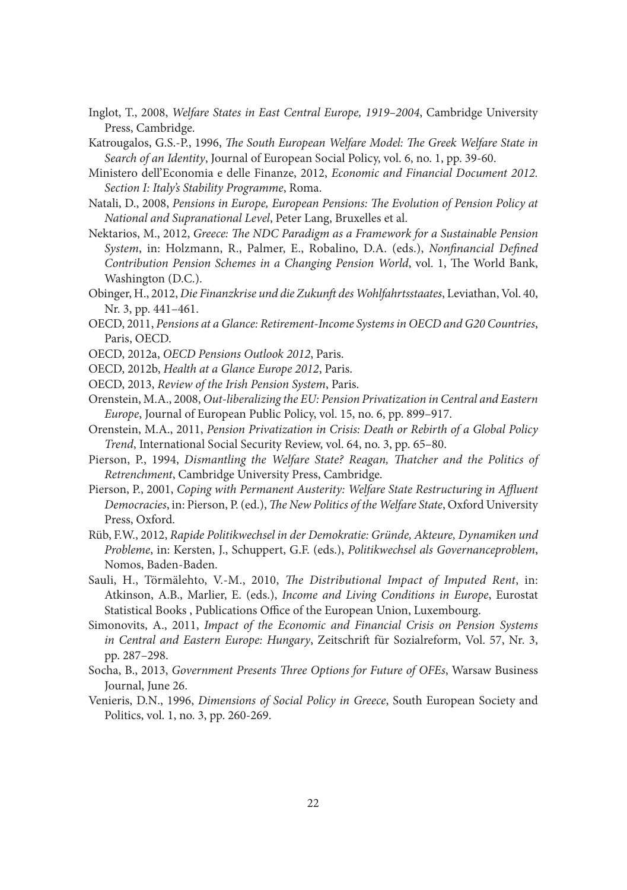Inglot, T., 2008, *Welfare States in East Central Europe, 1919–2004*, Cambridge University Press, Cambridge.

Katrougalos, G.S.-P., 1996, *The South European Welfare Model: The Greek Welfare State in Search of an Identity*, Journal of European Social Policy, vol. 6, no. 1, pp. 39-60.

Ministero dell'Economia e delle Finanze, 2012, *Economic and Financial Document 2012. Section I: Italy's Stability Programme*, Roma.

Natali, D., 2008, *Pensions in Europe, European Pensions: The Evolution of Pension Policy at National and Supranational Level*, Peter Lang, Bruxelles et al.

Nektarios, M., 2012, *Greece: The NDC Paradigm as a Framework for a Sustainable Pension System*, in: Holzmann, R., Palmer, E., Robalino, D.A. (eds.), *Nonfinancial Defined Contribution Pension Schemes in a Changing Pension World*, vol. 1, The World Bank, Washington (D.C.).

Obinger, H., 2012, *Die Finanzkrise und die Zukunft des Wohlfahrtsstaates*, Leviathan, Vol. 40, Nr. 3, pp. 441–461.

OECD, 2011, *Pensions at a Glance: Retirement-Income Systems in OECD and G20 Countries*, Paris, OECD.

OECD, 2012a, *OECD Pensions Outlook 2012*, Paris.

OECD, 2012b, *Health at a Glance Europe 2012*, Paris.

OECD, 2013, *Review of the Irish Pension System*, Paris.

Orenstein, M.A., 2008, *Out-liberalizing the EU: Pension Privatization in Central and Eastern Europe*, Journal of European Public Policy, vol. 15, no. 6, pp. 899–917.

Orenstein, M.A., 2011, *Pension Privatization in Crisis: Death or Rebirth of a Global Policy Trend*, International Social Security Review, vol. 64, no. 3, pp. 65–80.

Pierson, P., 1994, *Dismantling the Welfare State? Reagan, Thatcher and the Politics of Retrenchment*, Cambridge University Press, Cambridge.

Pierson, P., 2001, *Coping with Permanent Austerity: Welfare State Restructuring in Affluent Democracies*, in: Pierson, P. (ed.), *The New Politics of the Welfare State*, Oxford University Press, Oxford.

Rüb, F.W., 2012, *Rapide Politikwechsel in der Demokratie: Gründe, Akteure, Dynamiken und Probleme*, in: Kersten, J., Schuppert, G.F. (eds.), *Politikwechsel als Governanceproblem*, Nomos, Baden-Baden.

Sauli, H., Törmälehto, V.-M., 2010, *The Distributional Impact of Imputed Rent*, in: Atkinson, A.B., Marlier, E. (eds.), *Income and Living Conditions in Europe*, Eurostat Statistical Books , Publications Office of the European Union, Luxembourg.

Simonovits, A., 2011, *Impact of the Economic and Financial Crisis on Pension Systems in Central and Eastern Europe: Hungary*, Zeitschrift für Sozialreform, Vol. 57, Nr. 3, pp. 287–298.

Socha, B., 2013, *Government Presents Three Options for Future of OFEs*, Warsaw Business Journal, June 26.

Venieris, D.N., 1996, *Dimensions of Social Policy in Greece*, South European Society and Politics, vol. 1, no. 3, pp. 260-269.